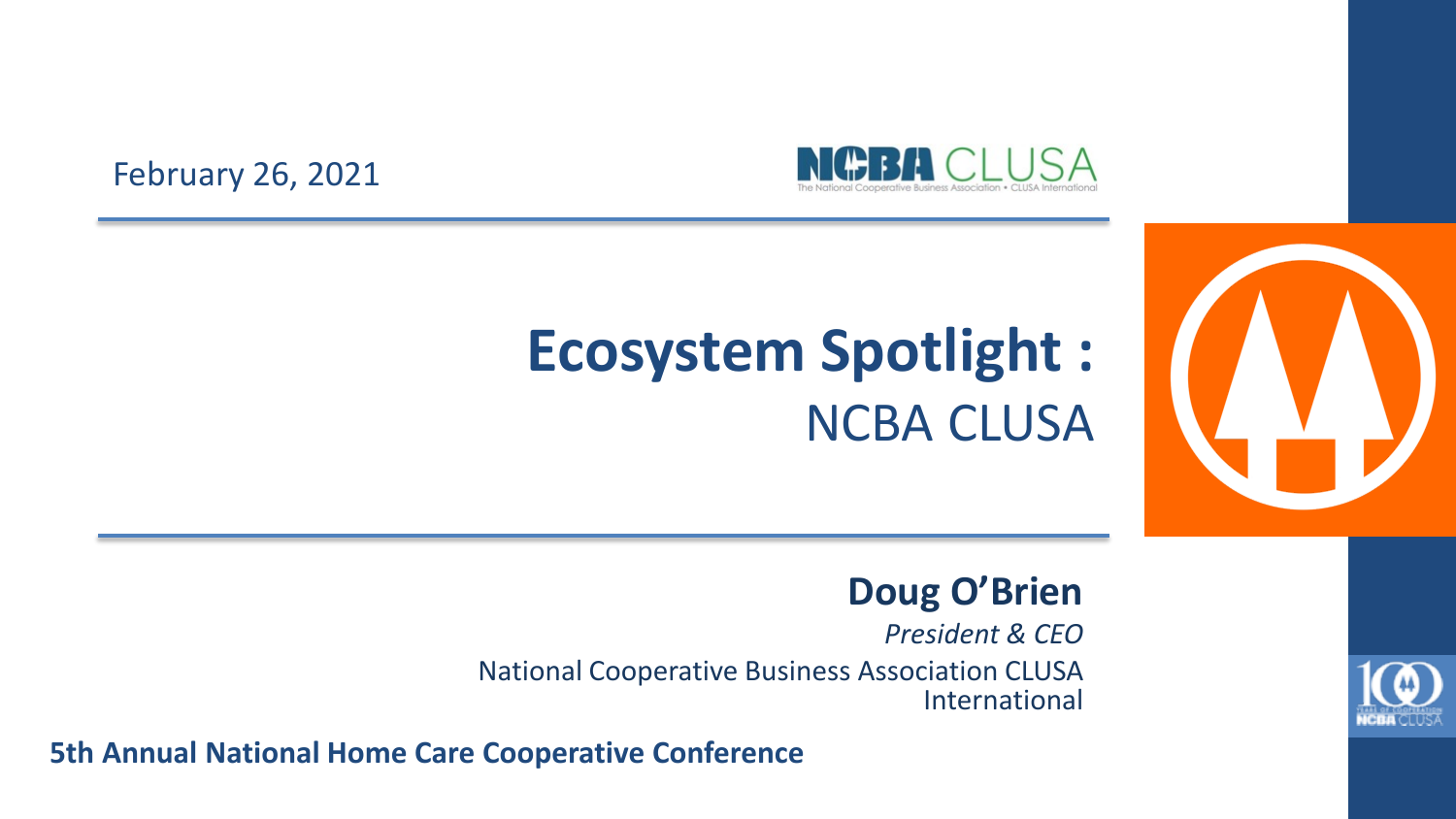February 26, 2021

# Ecosystem Spotlight : NCBA CLUSA

**Doug O'Brien**

*President & CEO*

National Cooperative Business Association CLUSA International

**5th Annual National Home Care Cooperative Conference**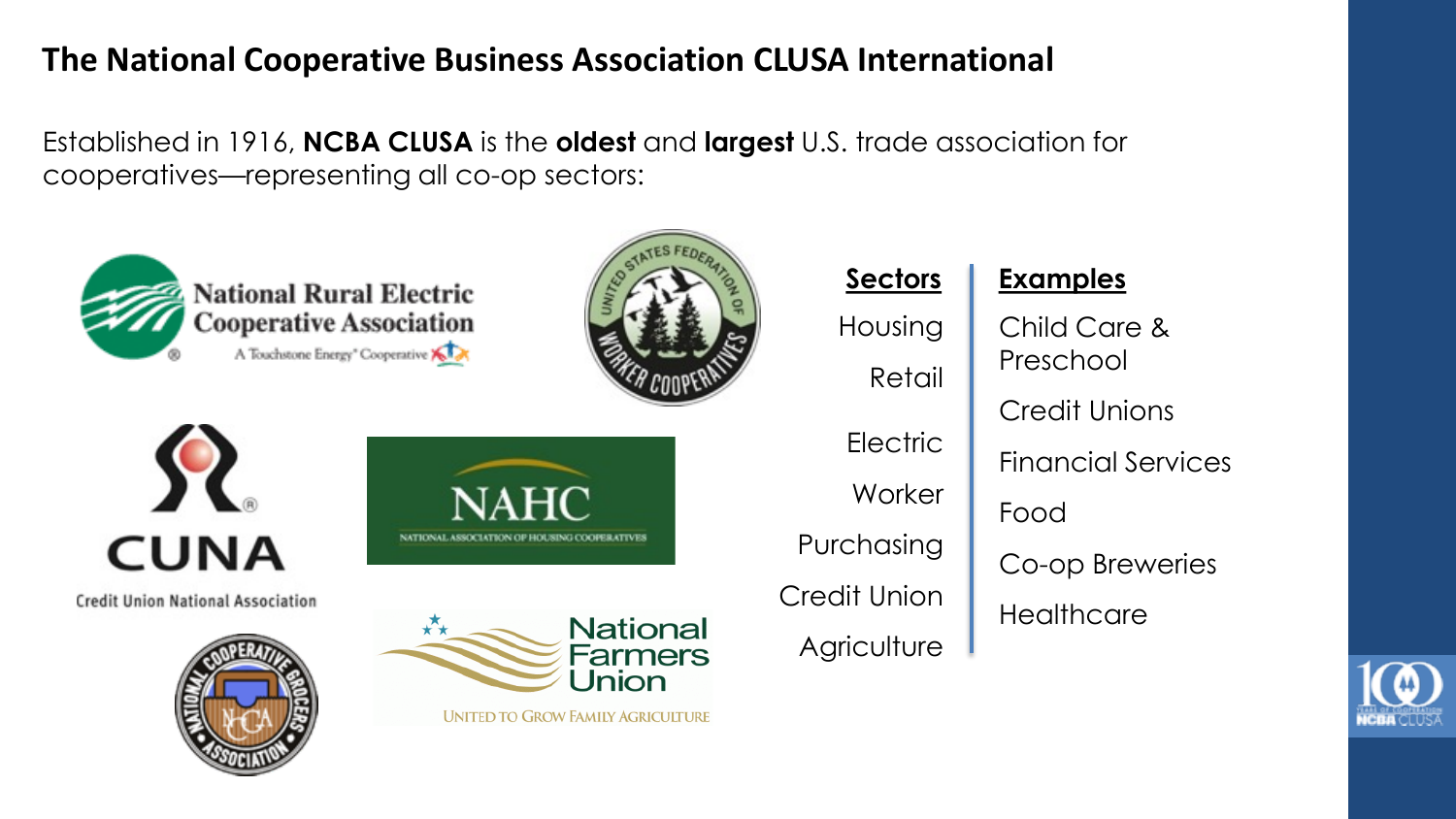# The National Cooperative Business Association CLUSA International

Established in 1916, **NCBA CLUSA** is the **oldest** and **largest** U.S. trade association for cooperatives—representing all co-op sectors:

National Rural Electric Cooperative Association — A Touchstone Energy® Cooperative

United States Federation of Worker Cooperatives

CUNA — Credit Union National Association

NAHC — National Association of Housing Cooperatives

National Cooperative Grocers Association

National Farmers Union — United to Grow Family Agriculture

| Sectors | Examples |
|---|---|
| Housing | Child Care & Preschool |
| Retail | Credit Unions |
| Electric | Financial Services |
| Worker | Food |
| Purchasing | Co-op Breweries |
| Credit Union | Healthcare |
| Agriculture | |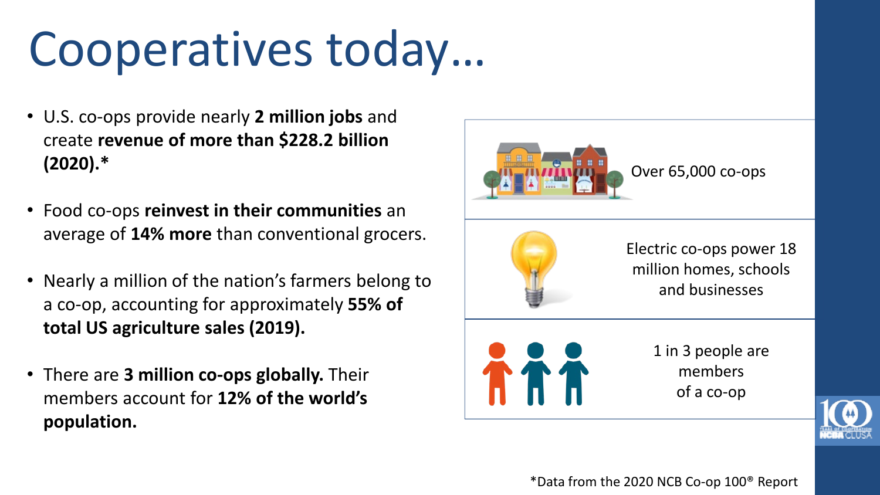# Cooperatives today…

- U.S. co-ops provide nearly **2 million jobs** and create **revenue of more than $228.2 billion (2020).***
- Food co-ops **reinvest in their communities** an average of **14% more** than conventional grocers.
- Nearly a million of the nation's farmers belong to a co-op, accounting for approximately **55% of total US agriculture sales (2019).**
- There are **3 million co-ops globally.** Their members account for **12% of the world's population.**

Over 65,000 co-ops

Electric co-ops power 18 million homes, schools and businesses

1 in 3 people are members of a co-op

*Data from the 2020 NCB Co-op 100® Report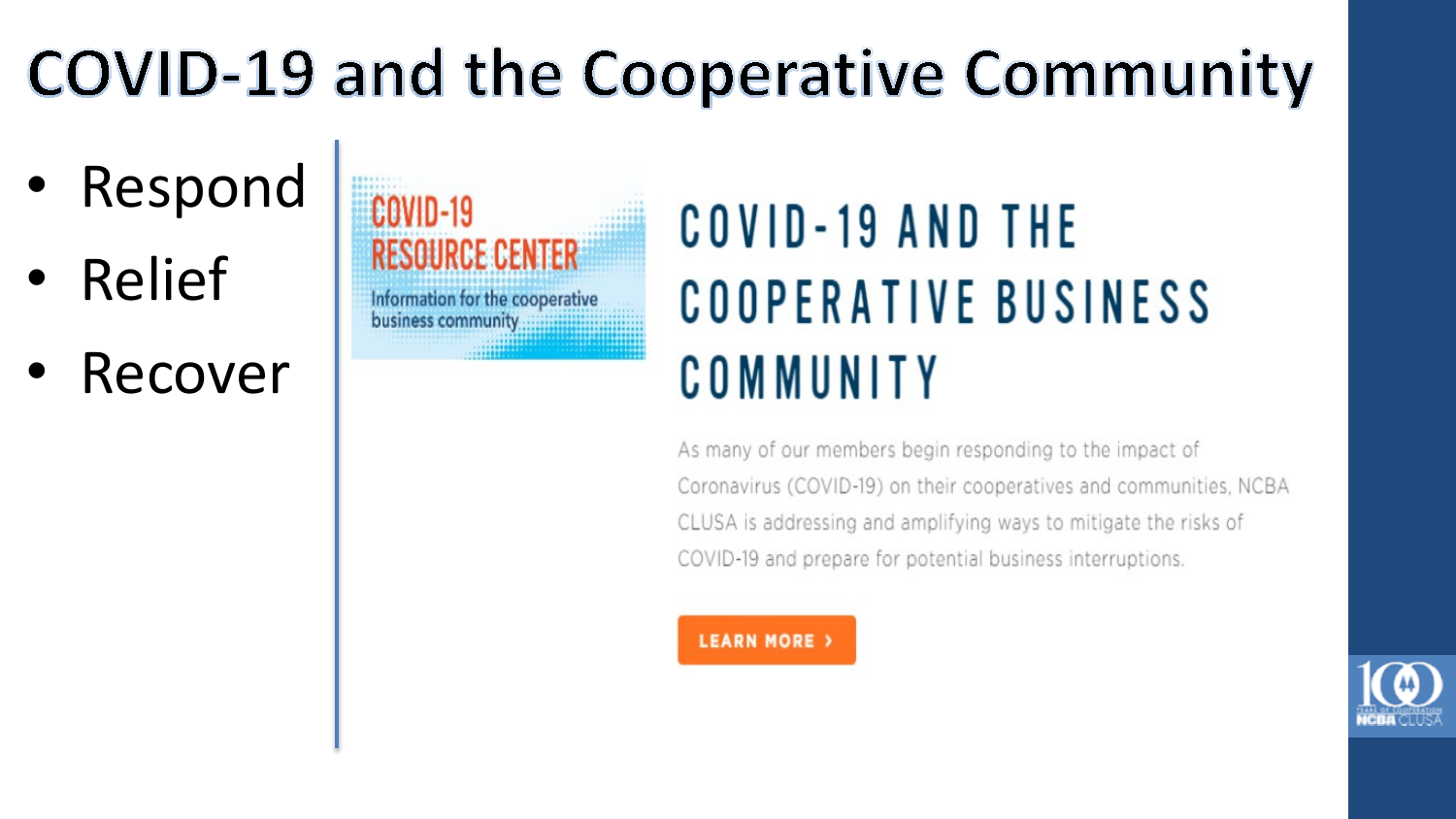# COVID-19 and the Cooperative Community

- Respond
- Relief
- Recover

COVID-19 RESOURCE CENTER

Information for the cooperative business community

## COVID-19 AND THE COOPERATIVE BUSINESS COMMUNITY

As many of our members begin responding to the impact of Coronavirus (COVID-19) on their cooperatives and communities, NCBA CLUSA is addressing and amplifying ways to mitigate the risks of COVID-19 and prepare for potential business interruptions.

LEARN MORE ›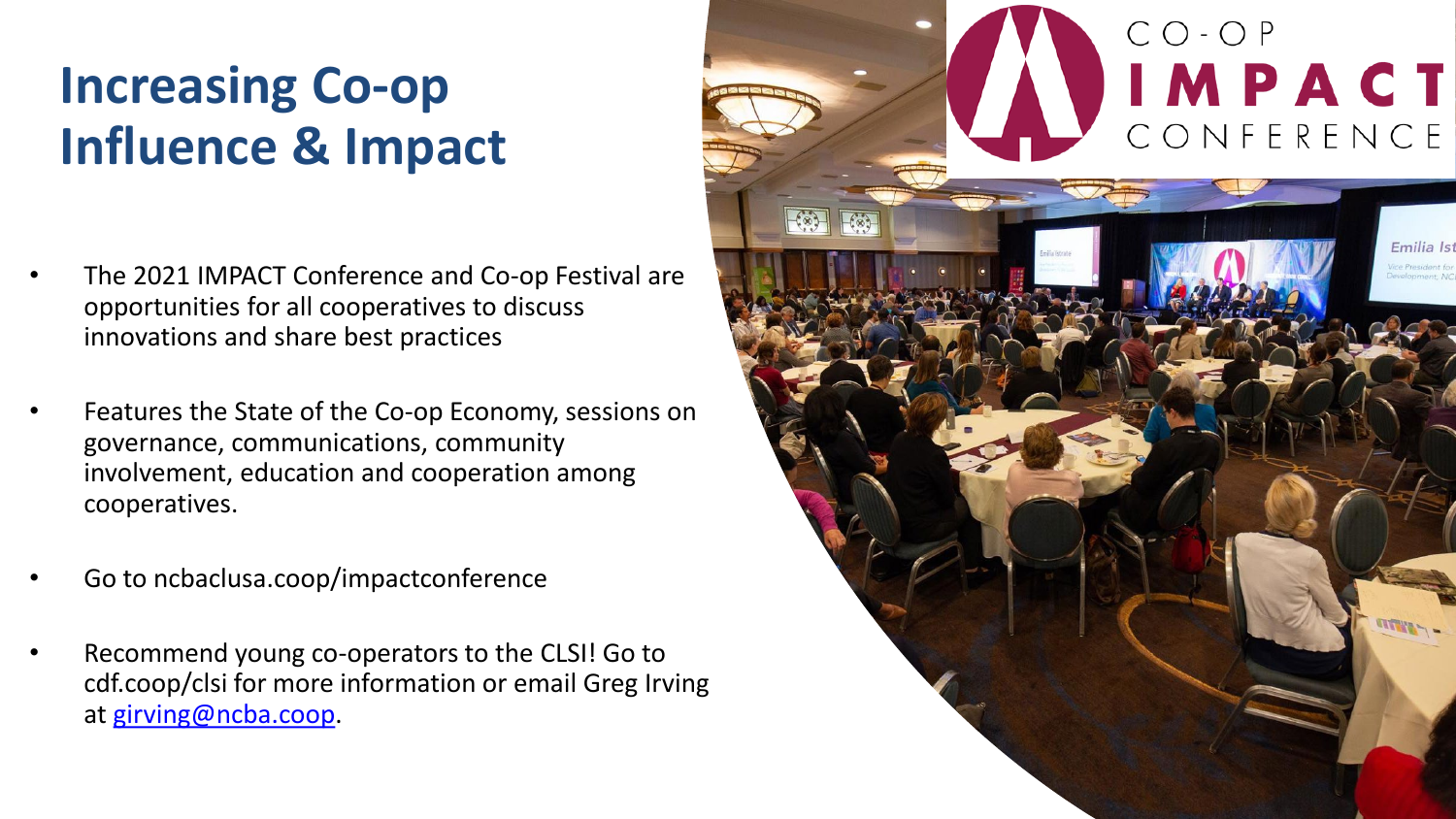# Increasing Co-op Influence & Impact

- The 2021 IMPACT Conference and Co-op Festival are opportunities for all cooperatives to discuss innovations and share best practices
- Features the State of the Co-op Economy, sessions on governance, communications, community involvement, education and cooperation among cooperatives.
- Go to ncbaclusa.coop/impactconference
- Recommend young co-operators to the CLSI! Go to cdf.coop/clsi for more information or email Greg Irving at girving@ncba.coop.

CO-OP IMPACT CONFERENCE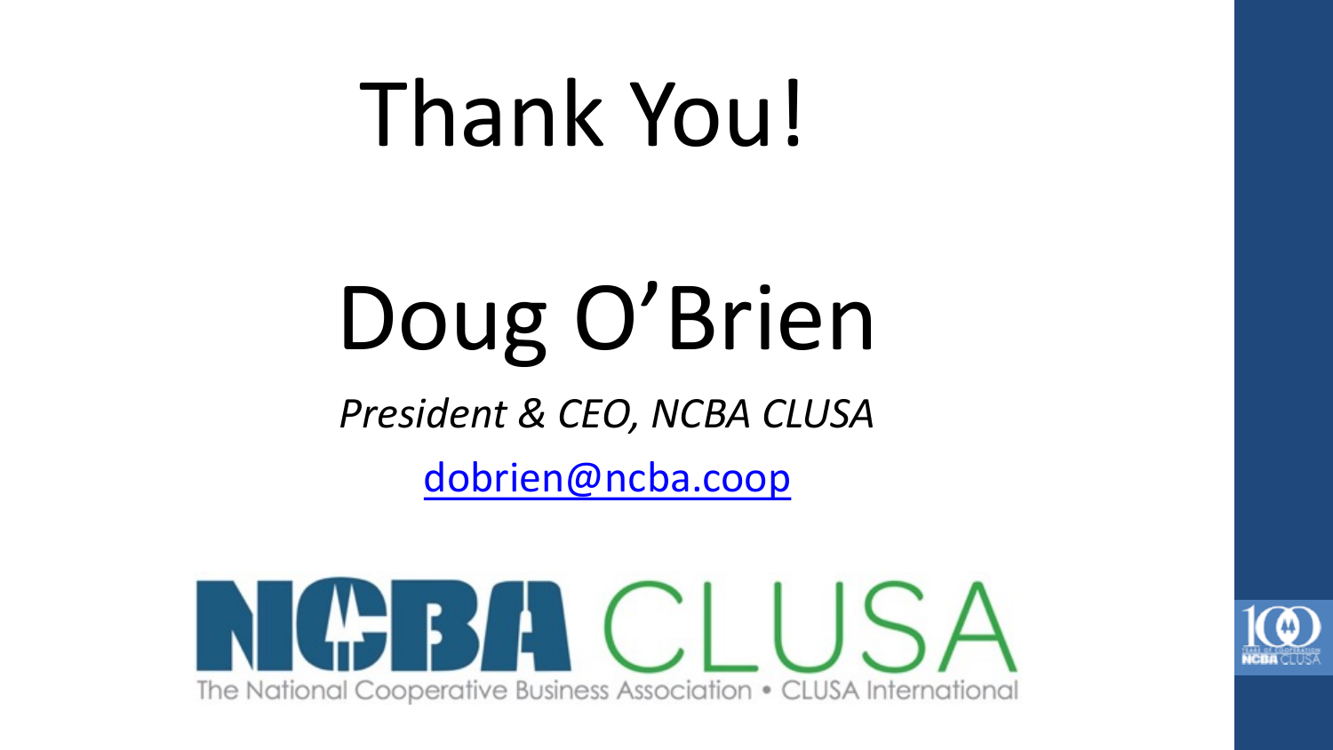# Thank You!

# Doug O’Brien

*President & CEO, NCBA CLUSA*

dobrien@ncba.coop

NCBA CLUSA

The National Cooperative Business Association • CLUSA International